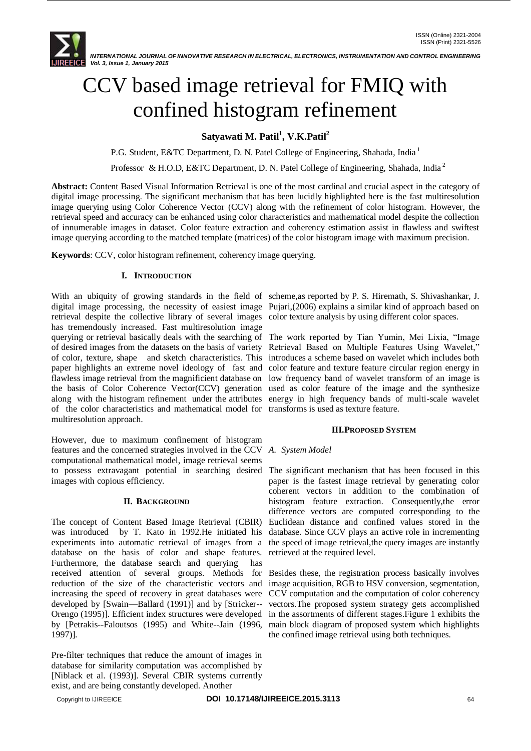# CCV based image retrieval for FMIQ with confined histogram refinement

**Satyawati M. Patil[1], V.K.Patil[2]**

P.G. Student, E&TC Department, D. N. Patel College of Engineering, Shahada, India [1]

Professor & H.O.D, E&TC Department, D. N. Patel College of Engineering, Shahada, India [2]

**Abstract:** Content Based Visual Information Retrieval is one of the most cardinal and crucial aspect in the category of digital image processing. The significant mechanism that has been lucidly highlighted here is the fast multiresolution image querying using Color Coherence Vector (CCV) along with the refinement of color histogram. However, the retrieval speed and accuracy can be enhanced using color characteristics and mathematical model despite the collection of innumerable images in dataset. Color feature extraction and coherency estimation assist in flawless and swiftest image querying according to the matched template (matrices) of the color histogram image with maximum precision.

**Keywords**: CCV, color histogram refinement, coherency image querying.

## I. INTRODUCTION

With an ubiquity of growing standards in the field of digital image processing, the necessity of easiest image retrieval despite the collective library of several images has tremendously increased. Fast multiresolution image querying or retrieval basically deals with the searching of of desired images from the datasets on the basis of variety of color, texture, shape and sketch characteristics. This paper highlights an extreme novel ideology of fast and flawless image retrieval from the magnificient database on the basis of Color Coherence Vector(CCV) generation along with the histogram refinement under the attributes of the color characteristics and mathematical model for multiresolution approach.

However, due to maximum confinement of histogram features and the concerned strategies involved in the CCV computational mathematical model, image retrieval seems to possess extravagant potential in searching desired images with copious efficiency.

## II. BACKGROUND

The concept of Content Based Image Retrieval (CBIR) was introduced by T. Kato in 1992.He initiated his experiments into automatic retrieval of images from a database on the basis of color and shape features. Furthermore, the database search and querying has received attention of several groups. Methods for reduction of the size of the characteristic vectors and increasing the speed of recovery in great databases were developed by [Swain—Ballard (1991)] and by [Stricker--Orengo (1995)]. Efficient index structures were developed by [Petrakis--Faloutsos (1995) and White--Jain (1996, 1997)].

Pre-filter techniques that reduce the amount of images in database for similarity computation was accomplished by [Niblack et al. (1993)]. Several CBIR systems currently exist, and are being constantly developed. Another scheme,as reported by P. S. Hiremath, S. Shivashankar, J. Pujari,(2006) explains a similar kind of approach based on color texture analysis by using different color spaces.

The work reported by Tian Yumin, Mei Lixia, "Image Retrieval Based on Multiple Features Using Wavelet," introduces a scheme based on wavelet which includes both color feature and texture feature circular region energy in low frequency band of wavelet transform of an image is used as color feature of the image and the synthesize energy in high frequency bands of multi-scale wavelet transforms is used as texture feature.

## III. PROPOSED SYSTEM

### *A. System Model*

The significant mechanism that has been focused in this paper is the fastest image retrieval by generating color coherent vectors in addition to the combination of histogram feature extraction. Consequently,the error difference vectors are computed corresponding to the Euclidean distance and confined values stored in the database. Since CCV plays an active role in incrementing the speed of image retrieval,the query images are instantly retrieved at the required level.

Besides these, the registration process basically involves image acquisition, RGB to HSV conversion, segmentation, CCV computation and the computation of color coherency vectors.The proposed system strategy gets accomplished in the assortments of different stages.Figure 1 exhibits the main block diagram of proposed system which highlights the confined image retrieval using both techniques.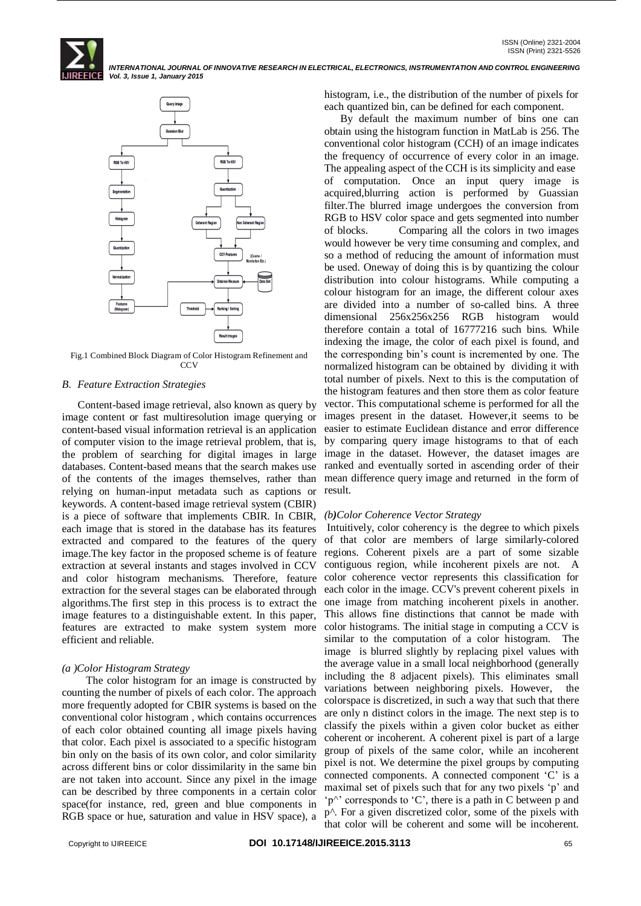Fig.1 Combined Block Diagram of Color Histogram Refinement and CCV

### *B. Feature Extraction Strategies*

Content-based image retrieval, also known as query by image content or fast multiresolution image querying or content-based visual information retrieval is an application of computer vision to the image retrieval problem, that is, the problem of searching for digital images in large databases. Content-based means that the search makes use of the contents of the images themselves, rather than relying on human-input metadata such as captions or keywords. A content-based image retrieval system (CBIR) is a piece of software that implements CBIR. In CBIR, each image that is stored in the database has its features extracted and compared to the features of the query image.The key factor in the proposed scheme is of feature extraction at several instants and stages involved in CCV and color histogram mechanisms. Therefore, feature extraction for the several stages can be elaborated through algorithms.The first step in this process is to extract the image features to a distinguishable extent. In this paper, features are extracted to make system system more efficient and reliable.

#### *(a )Color Histogram Strategy*

The color histogram for an image is constructed by counting the number of pixels of each color. The approach more frequently adopted for CBIR systems is based on the conventional color histogram , which contains occurrences of each color obtained counting all image pixels having that color. Each pixel is associated to a specific histogram bin only on the basis of its own color, and color similarity across different bins or color dissimilarity in the same bin are not taken into account. Since any pixel in the image can be described by three components in a certain color space(for instance, red, green and blue components in RGB space or hue, saturation and value in HSV space), a histogram, i.e., the distribution of the number of pixels for each quantized bin, can be defined for each component.

By default the maximum number of bins one can obtain using the histogram function in MatLab is 256. The conventional color histogram (CCH) of an image indicates the frequency of occurrence of every color in an image. The appealing aspect of the CCH is its simplicity and ease of computation. Once an input query image is acquired,blurring action is performed by Guassian filter.The blurred image undergoes the conversion from RGB to HSV color space and gets segmented into number of blocks. Comparing all the colors in two images would however be very time consuming and complex, and so a method of reducing the amount of information must be used. Oneway of doing this is by quantizing the colour distribution into colour histograms. While computing a colour histogram for an image, the different colour axes are divided into a number of so-called bins. A three dimensional 256x256x256 RGB histogram would therefore contain a total of 16777216 such bins. While indexing the image, the color of each pixel is found, and the corresponding bin's count is incremented by one. The normalized histogram can be obtained by dividing it with total number of pixels. Next to this is the computation of the histogram features and then store them as color feature vector. This computational scheme is performed for all the images present in the dataset. However,it seems to be easier to estimate Euclidean distance and error difference by comparing query image histograms to that of each image in the dataset. However, the dataset images are ranked and eventually sorted in ascending order of their mean difference query image and returned in the form of result.

#### *(b)Color Coherence Vector Strategy*

Intuitively, color coherency is the degree to which pixels of that color are members of large similarly-colored regions. Coherent pixels are a part of some sizable contiguous region, while incoherent pixels are not. A color coherence vector represents this classification for each color in the image. CCV's prevent coherent pixels in one image from matching incoherent pixels in another. This allows fine distinctions that cannot be made with color histograms. The initial stage in computing a CCV is similar to the computation of a color histogram. The image is blurred slightly by replacing pixel values with the average value in a small local neighborhood (generally including the 8 adjacent pixels). This eliminates small variations between neighboring pixels. However, the colorspace is discretized, in such a way that such that there are only n distinct colors in the image. The next step is to classify the pixels within a given color bucket as either coherent or incoherent. A coherent pixel is part of a large group of pixels of the same color, while an incoherent pixel is not. We determine the pixel groups by computing connected components. A connected component 'C' is a maximal set of pixels such that for any two pixels 'p' and 'p^' corresponds to 'C', there is a path in C between p and p^. For a given discretized color, some of the pixels with that color will be coherent and some will be incoherent.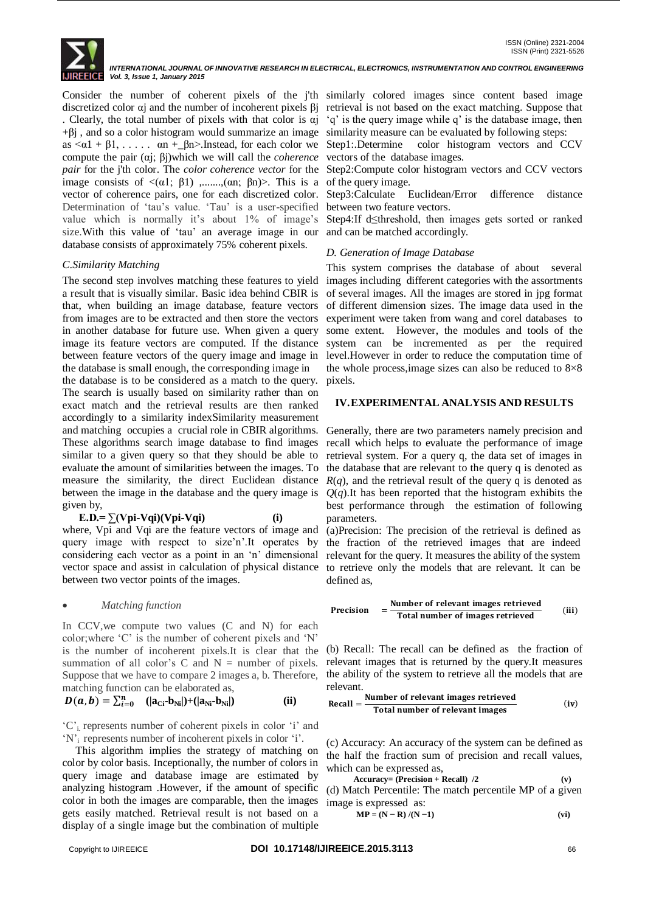Consider the number of coherent pixels of the j'th discretized color $\alpha_j$ and the number of incoherent pixels $\beta_j$ . Clearly, the total number of pixels with that color is $\alpha_j + \beta_j$ , and so a color histogram would summarize an image as $<\alpha_1 + \beta_1, \ldots, \alpha_n + \beta_n>$.Instead, for each color we compute the pair ($\alpha_j$; $\beta_j$)which we will call the *coherence pair* for the j'th color. The *color coherence vector* for the image consists of $<(\alpha_1; \beta_1), \ldots, (\alpha_n; \beta_n)>$. This is a vector of coherence pairs, one for each discretized color. Determination of 'tau's value. 'Tau' is a user-specified value which is normally it's about 1% of image's size.With this value of 'tau' an average image in our database consists of approximately 75% coherent pixels.

### *C.Similarity Matching*

The second step involves matching these features to yield a result that is visually similar. Basic idea behind CBIR is that, when building an image database, feature vectors from images are to be extracted and then store the vectors in another database for future use. When given a query image its feature vectors are computed. If the distance between feature vectors of the query image and image in the database is small enough, the corresponding image in the database is to be considered as a match to the query. The search is usually based on similarity rather than on exact match and the retrieval results are then ranked accordingly to a similarity indexSimilarity measurement and matching occupies a crucial role in CBIR algorithms. These algorithms search image database to find images similar to a given query so that they should be able to evaluate the amount of similarities between the images. To measure the similarity, the direct Euclidean distance between the image in the database and the query image is given by,

$$\mathbf{E.D.} = \sum (V_{pi}-V_{qi})(V_{pi}-V_{qi}) \qquad \textbf{(i)}$$

where, Vpi and Vqi are the feature vectors of image and query image with respect to size'n'.It operates by considering each vector as a point in an 'n' dimensional vector space and assist in calculation of physical distance between two vector points of the images.

- *Matching function*

In CCV,we compute two values (C and N) for each color;where 'C' is the number of coherent pixels and 'N' is the number of incoherent pixels.It is clear that the summation of all color's C and N = number of pixels. Suppose that we have to compare 2 images a, b. Therefore, matching function can be elaborated as,

$$D(a,b) = \sum_{i=0}^{n} \left(|a_{Ci}-b_{Ni}|\right)+\left(|a_{Ni}-b_{Ni}|\right) \qquad \textbf{(ii)}$$

'$C'_i$ represents number of coherent pixels in color 'i' and '$N'_i$ represents number of incoherent pixels in color 'i'.

This algorithm implies the strategy of matching on color by color basis. Inceptionally, the number of colors in query image and database image are estimated by analyzing histogram .However, if the amount of specific color in both the images are comparable, then the images gets easily matched. Retrieval result is not based on a display of a single image but the combination of multiple similarly colored images since content based image retrieval is not based on the exact matching. Suppose that 'q' is the query image while q' is the database image, then similarity measure can be evaluated by following steps:

Step1:.Determine color histogram vectors and CCV vectors of the database images.

Step2:Compute color histogram vectors and CCV vectors of the query image.

Step3:Calculate Euclidean/Error difference distance between two feature vectors.

Step4:If d≤threshold, then images gets sorted or ranked and can be matched accordingly.

### *D. Generation of Image Database*

This system comprises the database of about several images including different categories with the assortments of several images. All the images are stored in jpg format of different dimension sizes. The image data used in the experiment were taken from wang and corel databases to some extent. However, the modules and tools of the system can be incremented as per the required level.However in order to reduce the computation time of the whole process,image sizes can also be reduced to 8×8 pixels.

## IV. EXPERIMENTAL ANALYSIS AND RESULTS

Generally, there are two parameters namely precision and recall which helps to evaluate the performance of image retrieval system. For a query q, the data set of images in the database that are relevant to the query q is denoted as $R(q)$, and the retrieval result of the query q is denoted as $Q(q)$.It has been reported that the histogram exhibits the best performance through the estimation of following parameters.

(a)Precision: The precision of the retrieval is defined as the fraction of the retrieved images that are indeed relevant for the query. It measures the ability of the system to retrieve only the models that are relevant. It can be defined as,

$$\textbf{Precision} = \frac{\textbf{Number of relevant images retrieved}}{\textbf{Total number of images retrieved}} \qquad \textbf{(iii)}$$

(b) Recall: The recall can be defined as the fraction of relevant images that is returned by the query.It measures the ability of the system to retrieve all the models that are relevant.

$$\textbf{Recall} = \frac{\textbf{Number of relevant images retrieved}}{\textbf{Total number of relevant images}} \qquad \textbf{(iv)}$$

(c) Accuracy: An accuracy of the system can be defined as the half the fraction sum of precision and recall values, which can be expressed as,

$$\textbf{Accuracy} = (\textbf{Precision} + \textbf{Recall})\ /2 \qquad \textbf{(v)}$$

(d) Match Percentile: The match percentile MP of a given image is expressed as:

$$\textbf{MP} = (\textbf{N} - \textbf{R})\ /(\textbf{N} - \textbf{1}) \qquad \textbf{(vi)}$$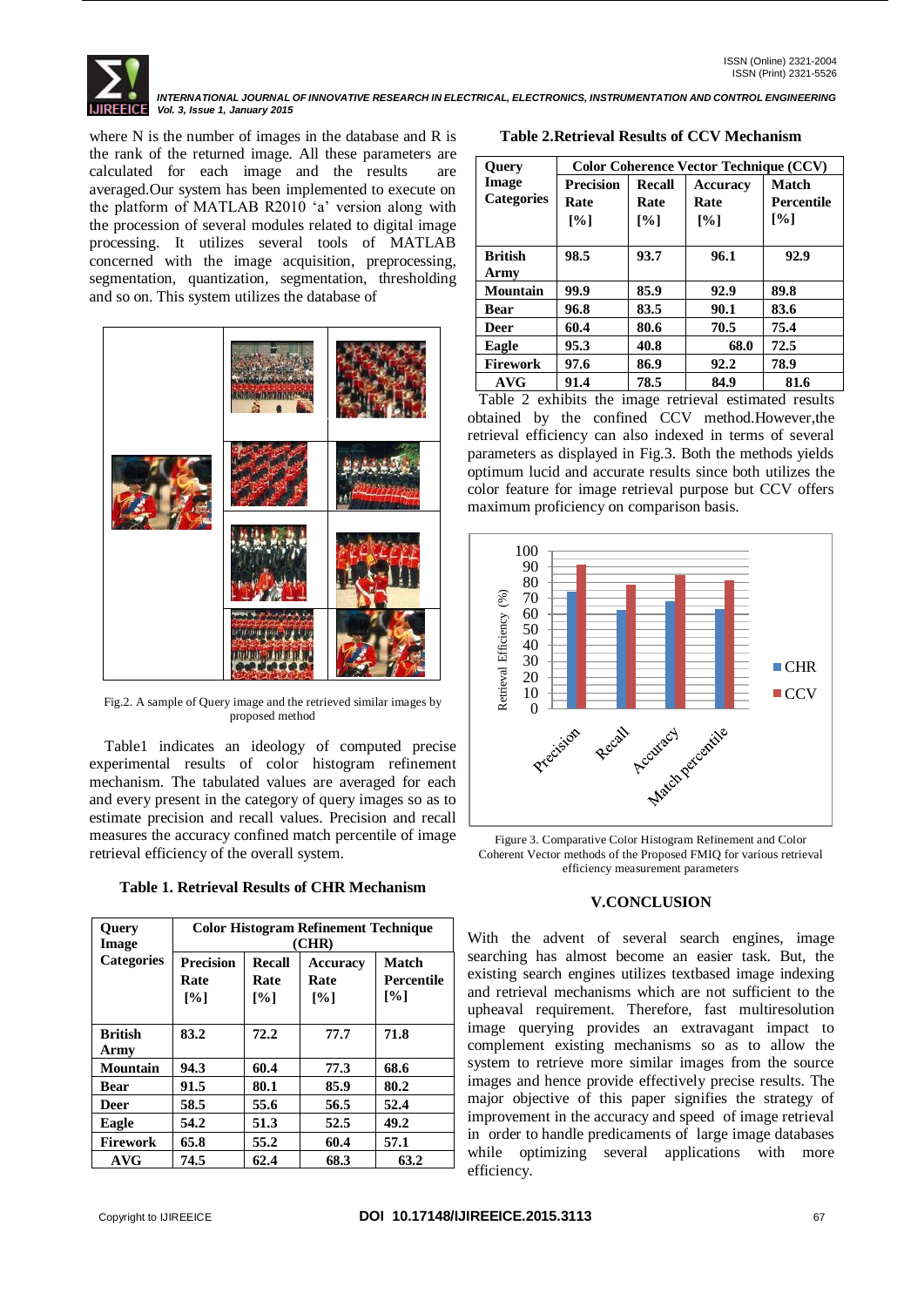where N is the number of images in the database and R is the rank of the returned image. All these parameters are calculated for each image and the results are averaged.Our system has been implemented to execute on the platform of MATLAB R2010 'a' version along with the procession of several modules related to digital image processing. It utilizes several tools of MATLAB concerned with the image acquisition, preprocessing, segmentation, quantization, segmentation, thresholding and so on. This system utilizes the database of

Fig.2. A sample of Query image and the retrieved similar images by proposed method

Table1 indicates an ideology of computed precise experimental results of color histogram refinement mechanism. The tabulated values are averaged for each and every present in the category of query images so as to estimate precision and recall values. Precision and recall measures the accuracy confined match percentile of image retrieval efficiency of the overall system.

**Table 1. Retrieval Results of CHR Mechanism**

| Query Image Categories | Color Histogram Refinement Technique (CHR) | | | |
|---|---|---|---|---|
| | **Precision Rate [%]** | **Recall Rate [%]** | **Accuracy Rate [%]** | **Match Percentile [%]** |
| **British Army** | **83.2** | **72.2** | **77.7** | **71.8** |
| **Mountain** | **94.3** | **60.4** | **77.3** | **68.6** |
| **Bear** | **91.5** | **80.1** | **85.9** | **80.2** |
| **Deer** | **58.5** | **55.6** | **56.5** | **52.4** |
| **Eagle** | **54.2** | **51.3** | **52.5** | **49.2** |
| **Firework** | **65.8** | **55.2** | **60.4** | **57.1** |
| **AVG** | **74.5** | **62.4** | **68.3** | **63.2** |

**Table 2.Retrieval Results of CCV Mechanism**

| Query Image Categories | Color Coherence Vector Technique (CCV) | | | |
|---|---|---|---|---|
| | **Precision Rate [%]** | **Recall Rate [%]** | **Accuracy Rate [%]** | **Match Percentile [%]** |
| **British Army** | **98.5** | **93.7** | **96.1** | **92.9** |
| **Mountain** | **99.9** | **85.9** | **92.9** | **89.8** |
| **Bear** | **96.8** | **83.5** | **90.1** | **83.6** |
| **Deer** | **60.4** | **80.6** | **70.5** | **75.4** |
| **Eagle** | **95.3** | **40.8** | **68.0** | **72.5** |
| **Firework** | **97.6** | **86.9** | **92.2** | **78.9** |
| **AVG** | **91.4** | **78.5** | **84.9** | **81.6** |

Table 2 exhibits the image retrieval estimated results obtained by the confined CCV method.However,the retrieval efficiency can also indexed in terms of several parameters as displayed in Fig.3. Both the methods yields optimum lucid and accurate results since both utilizes the color feature for image retrieval purpose but CCV offers maximum proficiency on comparison basis.

Figure 3. Comparative Color Histogram Refinement and Color Coherent Vector methods of the Proposed FMIQ for various retrieval efficiency measurement parameters

## V.CONCLUSION

With the advent of several search engines, image searching has almost become an easier task. But, the existing search engines utilizes textbased image indexing and retrieval mechanisms which are not sufficient to the upheaval requirement. Therefore, fast multiresolution image querying provides an extravagant impact to complement existing mechanisms so as to allow the system to retrieve more similar images from the source images and hence provide effectively precise results. The major objective of this paper signifies the strategy of improvement in the accuracy and speed of image retrieval in order to handle predicaments of large image databases while optimizing several applications with more efficiency.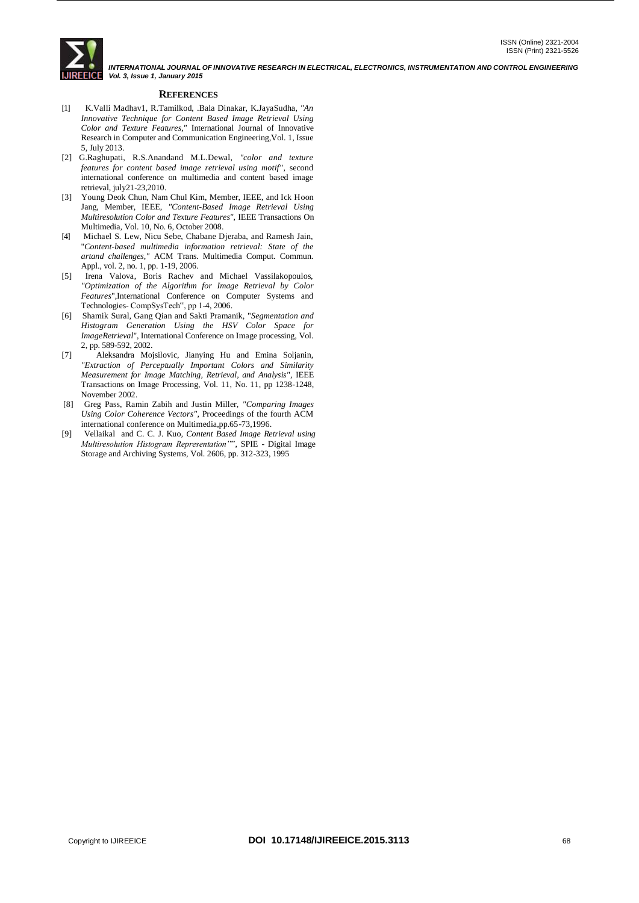## REFERENCES

[1] K.Valli Madhav1, R.Tamilkod, .Bala Dinakar, K.JayaSudha, *"An Innovative Technique for Content Based Image Retrieval Using Color and Texture Features,"* International Journal of Innovative Research in Computer and Communication Engineering,Vol. 1, Issue 5, July 2013.

[2] G.Raghupati, R.S.Anandand M.L.Dewal, *"color and texture features for content based image retrieval using motif*", second international conference on multimedia and content based image retrieval, july21-23,2010.

[3] Young Deok Chun, Nam Chul Kim, Member, IEEE, and Ick Hoon Jang, Member, IEEE, *"Content-Based Image Retrieval Using Multiresolution Color and Texture Features"*, IEEE Transactions On Multimedia, Vol. 10, No. 6, October 2008.

[4] Michael S. Lew, Nicu Sebe, Chabane Djeraba, and Ramesh Jain, "*Content-based multimedia information retrieval: State of the artand challenges,"* ACM Trans. Multimedia Comput. Commun. Appl., vol. 2, no. 1, pp. 1-19, 2006.

[5] Irena Valova, Boris Rachev and Michael Vassilakopoulos, *"Optimization of the Algorithm for Image Retrieval by Color Features*",International Conference on Computer Systems and Technologies- CompSysTech", pp 1-4, 2006.

[6] Shamik Sural, Gang Qian and Sakti Pramanik, "*Segmentation and Histogram Generation Using the HSV Color Space for ImageRetrieval*", International Conference on Image processing, Vol. 2, pp. 589-592, 2002.

[7] Aleksandra Mojsilovic, Jianying Hu and Emina Soljanin, *"Extraction of Perceptually Important Colors and Similarity Measurement for Image Matching, Retrieval, and Analysis"*, IEEE Transactions on Image Processing, Vol. 11, No. 11, pp 1238-1248, November 2002.

[8] Greg Pass, Ramin Zabih and Justin Miller, *"Comparing Images Using Color Coherence Vectors"*, Proceedings of the fourth ACM international conference on Multimedia,pp.65-73,1996.

[9] Vellaikal and C. C. J. Kuo, *Content Based Image Retrieval using Multiresolution Histogram Representation""*, SPIE - Digital Image Storage and Archiving Systems, Vol. 2606, pp. 312-323, 1995